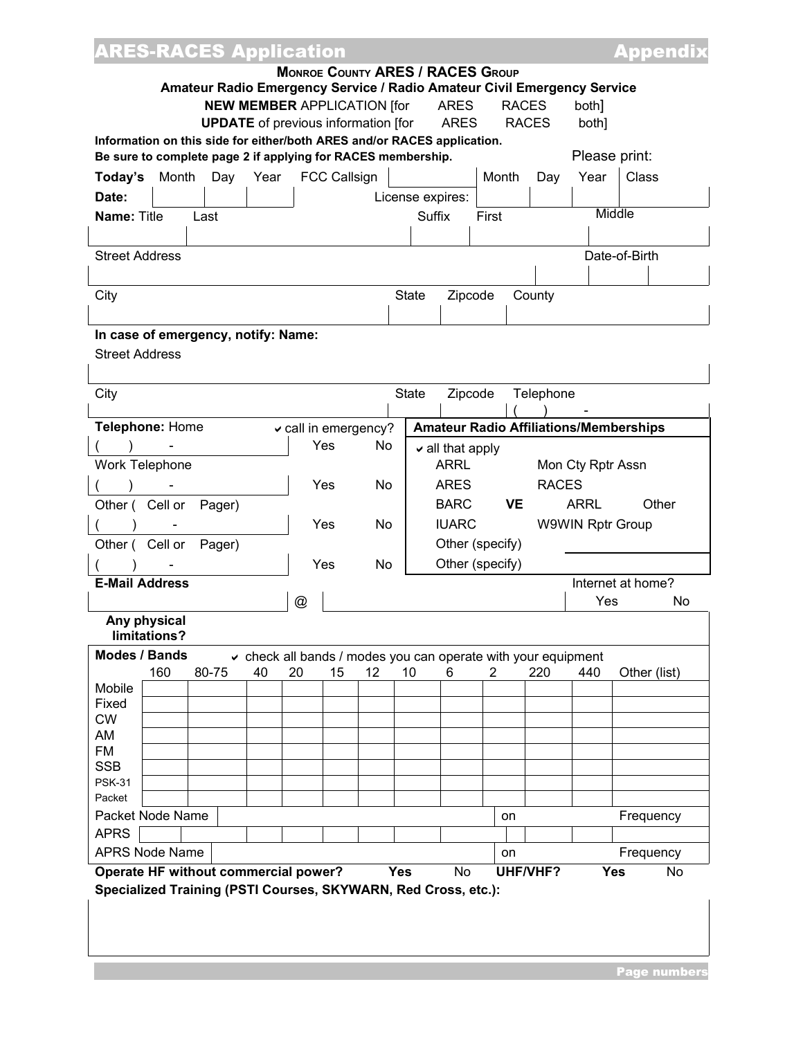# ARES-RACES Application

## MONROE COUNTY ARES / RACES GROUP

**Amateur Radio Emergency Service / Radio Amateur Civil Emergency Service**

**NEW MEMBER** APPLICATION [for ARES RACES both]

**UPDATE** of previous information [for ARES RACES both]

**Information on this side for either/both ARES and/or RACES application.**
**Be sure to complete page 2 if applying for RACES membership.**

Please print:

| **Today's Date:** | Month | Day | Year | FCC Callsign | License expires: | Month | Day | Year | Class |
|---|---|---|---|---|---|---|---|---|---|
| | | | | | | | | | |

| **Name:** Title | Last | Suffix | First | Middle |
|---|---|---|---|---|
| | | | | |

| Street Address | Date-of-Birth | | |
|---|---|---|---|
| | | | |

| City | State | Zipcode | County |
|---|---|---|---|
| | | | |

**In case of emergency, notify: Name:**

| Street Address |
|---|
| |

| City | State | Zipcode | Telephone |
|---|---|---|---|
| | | | ( ) - |

| **Telephone:** Home | ✔ call in emergency? | |
|---|---|---|
| ( ) - | Yes | No |
| Work Telephone | | |
| ( ) - | Yes | No |
| Other ( Cell or Pager) | | |
| ( ) - | Yes | No |
| Other ( Cell or Pager) | | |
| ( ) - | Yes | No |

**Amateur Radio Affiliations/Memberships**

✔ all that apply

- ARRL
- Mon Cty Rptr Assn
- ARES
- RACES
- BARC
- **VE** ARRL Other
- IUARC
- W9WIN Rptr Group
- Other (specify) ________
- Other (specify)

**E-Mail Address** ________ @ ________

Internet at home? Yes No

**Any physical limitations?**

**Modes / Bands** ✔ check all bands / modes you can operate with your equipment

| | 160 | 80-75 | 40 | 20 | 15 | 12 | 10 | 6 | 2 | 220 | 440 | Other (list) |
|---|---|---|---|---|---|---|---|---|---|---|---|---|
| Mobile | | | | | | | | | | | | |
| Fixed | | | | | | | | | | | | |
| CW | | | | | | | | | | | | |
| AM | | | | | | | | | | | | |
| FM | | | | | | | | | | | | |
| SSB | | | | | | | | | | | | |
| PSK-31 | | | | | | | | | | | | |
| Packet | | | | | | | | | | | | |

Packet Node Name ________ on ________ Frequency

| APRS | | | | | | | | | | | | |
|---|---|---|---|---|---|---|---|---|---|---|---|---|

APRS Node Name ________ on ________ Frequency

**Operate HF without commercial power?** **Yes** No **UHF/VHF?** **Yes** No

**Specialized Training (PSTI Courses, SKYWARN, Red Cross, etc.):**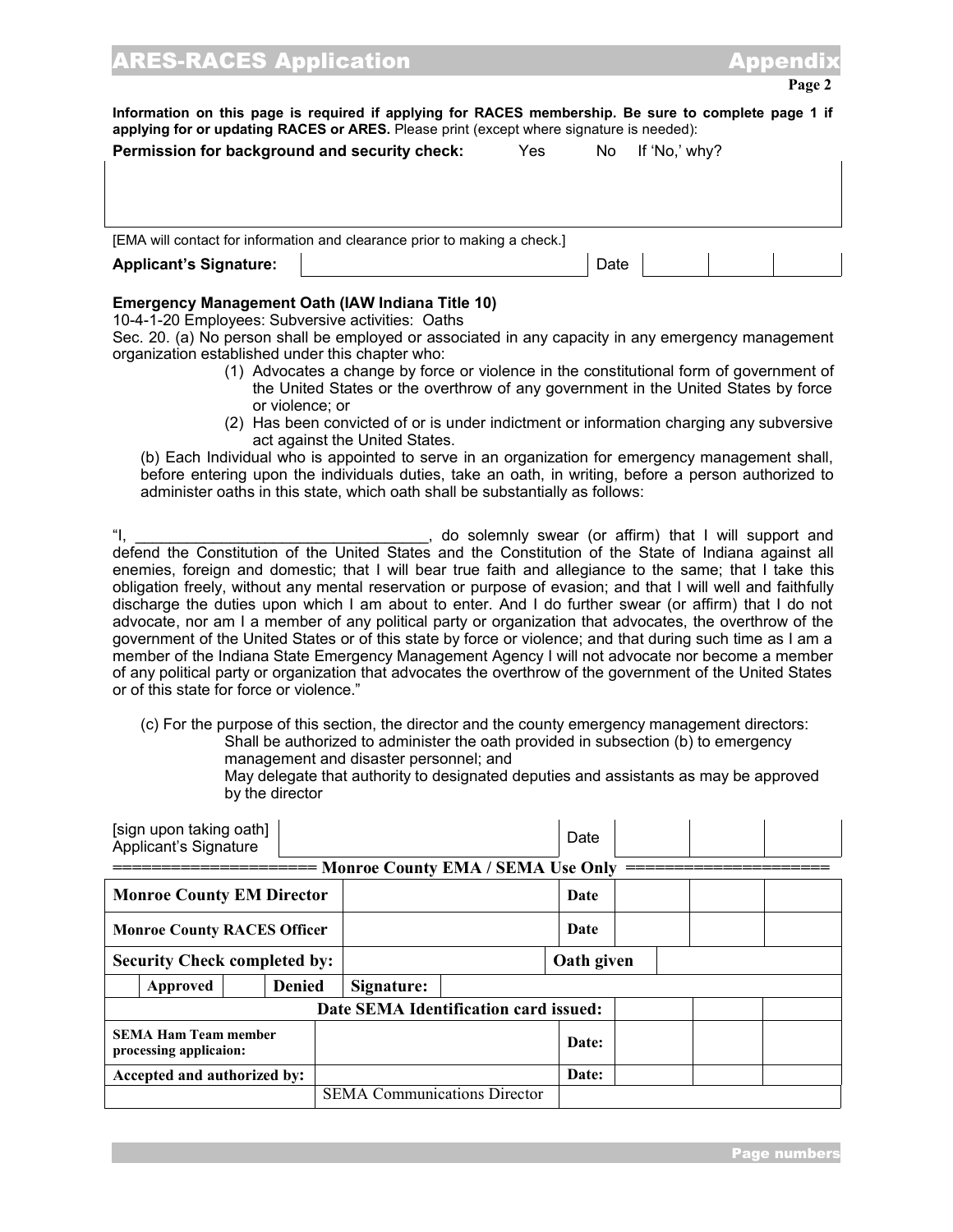Information on this page is required if applying for RACES membership. Be sure to complete page 1 if applying for or updating RACES or ARES. Please print (except where signature is needed):

**Permission for background and security check:** Yes No If 'No,' why?

[EMA will contact for information and clearance prior to making a check.]

| | | | | | |
|---|---|---|---|---|---|
| **Applicant's Signature:** | | Date | | | |

**Emergency Management Oath (IAW Indiana Title 10)**

10-4-1-20 Employees: Subversive activities: Oaths

Sec. 20. (a) No person shall be employed or associated in any capacity in any emergency management organization established under this chapter who:

(1) Advocates a change by force or violence in the constitutional form of government of the United States or the overthrow of any government in the United States by force or violence; or

(2) Has been convicted of or is under indictment or information charging any subversive act against the United States.

(b) Each Individual who is appointed to serve in an organization for emergency management shall, before entering upon the individuals duties, take an oath, in writing, before a person authorized to administer oaths in this state, which oath shall be substantially as follows:

"I, ________________________________, do solemnly swear (or affirm) that I will support and defend the Constitution of the United States and the Constitution of the State of Indiana against all enemies, foreign and domestic; that I will bear true faith and allegiance to the same; that I take this obligation freely, without any mental reservation or purpose of evasion; and that I will well and faithfully discharge the duties upon which I am about to enter. And I do further swear (or affirm) that I do not advocate, nor am I a member of any political party or organization that advocates, the overthrow of the government of the United States or of this state by force or violence; and that during such time as I am a member of the Indiana State Emergency Management Agency I will not advocate nor become a member of any political party or organization that advocates the overthrow of the government of the United States or of this state for force or violence."

(c) For the purpose of this section, the director and the county emergency management directors:

Shall be authorized to administer the oath provided in subsection (b) to emergency management and disaster personnel; and

May delegate that authority to designated deputies and assistants as may be approved by the director

| | | | | | |
|---|---|---|---|---|---|
| [sign upon taking oath] Applicant's Signature | | Date | | | |

==================== **Monroe County EMA / SEMA Use Only** ====================

| | | | | | |
|---|---|---|---|---|---|
| **Monroe County EM Director** | | **Date** | | | |
| **Monroe County RACES Officer** | | **Date** | | | |
| **Security Check completed by:** | | **Oath given** | | | |
| **Approved** / **Denied** | **Signature:** | | | | |
| **Date SEMA Identification card issued:** | | | | | |
| **SEMA Ham Team member processing applicaion:** | | **Date:** | | | |
| **Accepted and authorized by:** | | **Date:** | | | |
| | SEMA Communications Director | | | | |